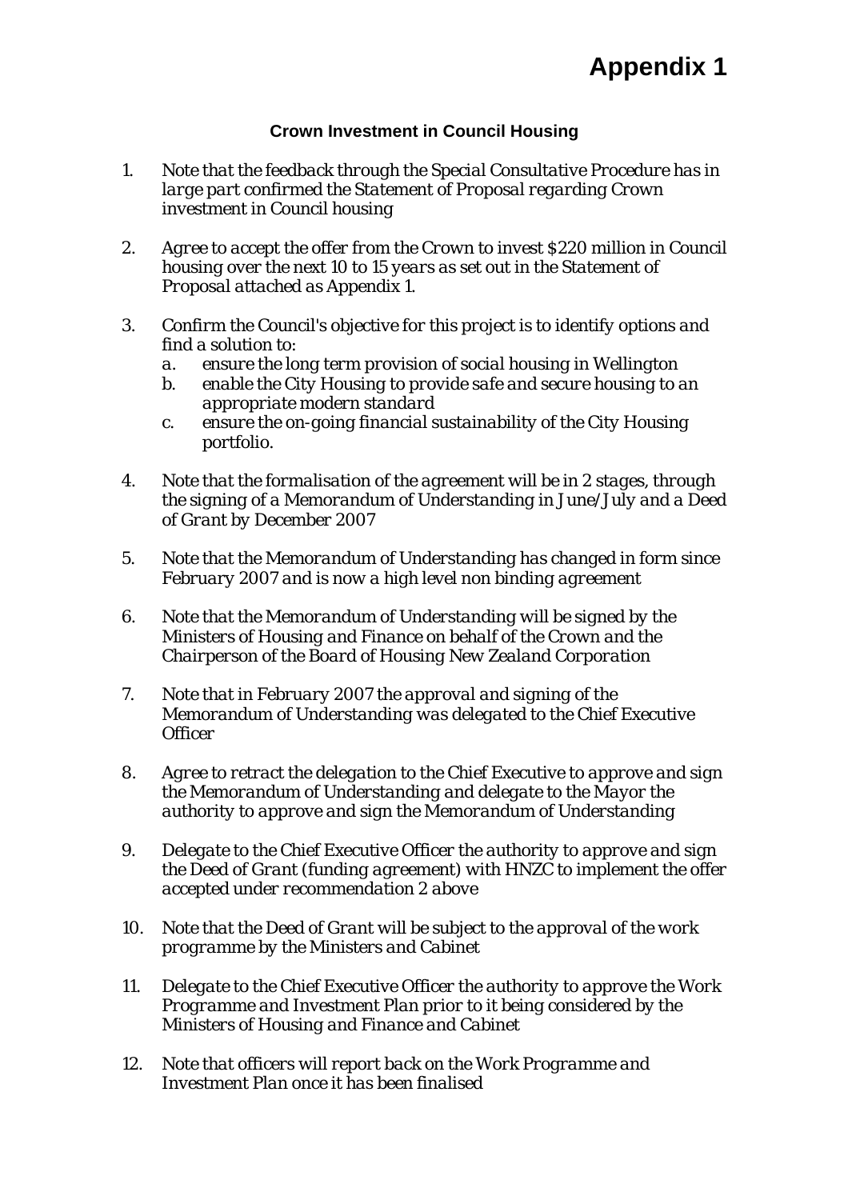# Appendix 1

### Crown Investment in Council Housing

1. *Note that the feedback through the Special Consultative Procedure has in large part confirmed the Statement of Proposal regarding Crown investment in Council housing*

2. *Agree to accept the offer from the Crown to invest $220 million in Council housing over the next 10 to 15 years as set out in the Statement of Proposal attached as Appendix 1.*

3. *Confirm the Council's objective for this project is to identify options and find a solution to:*
   a. *ensure the long term provision of social housing in Wellington*
   b. *enable the City Housing to provide safe and secure housing to an appropriate modern standard*
   c. *ensure the on-going financial sustainability of the City Housing portfolio.*

4. *Note that the formalisation of the agreement will be in 2 stages, through the signing of a Memorandum of Understanding in June/July and a Deed of Grant by December 2007*

5. *Note that the Memorandum of Understanding has changed in form since February 2007 and is now a high level non binding agreement*

6. *Note that the Memorandum of Understanding will be signed by the Ministers of Housing and Finance on behalf of the Crown and the Chairperson of the Board of Housing New Zealand Corporation*

7. *Note that in February 2007 the approval and signing of the Memorandum of Understanding was delegated to the Chief Executive Officer*

8. *Agree to retract the delegation to the Chief Executive to approve and sign the Memorandum of Understanding and delegate to the Mayor the authority to approve and sign the Memorandum of Understanding*

9. *Delegate to the Chief Executive Officer the authority to approve and sign the Deed of Grant (funding agreement) with HNZC to implement the offer accepted under recommendation 2 above*

10. *Note that the Deed of Grant will be subject to the approval of the work programme by the Ministers and Cabinet*

11. *Delegate to the Chief Executive Officer the authority to approve the Work Programme and Investment Plan prior to it being considered by the Ministers of Housing and Finance and Cabinet*

12. *Note that officers will report back on the Work Programme and Investment Plan once it has been finalised*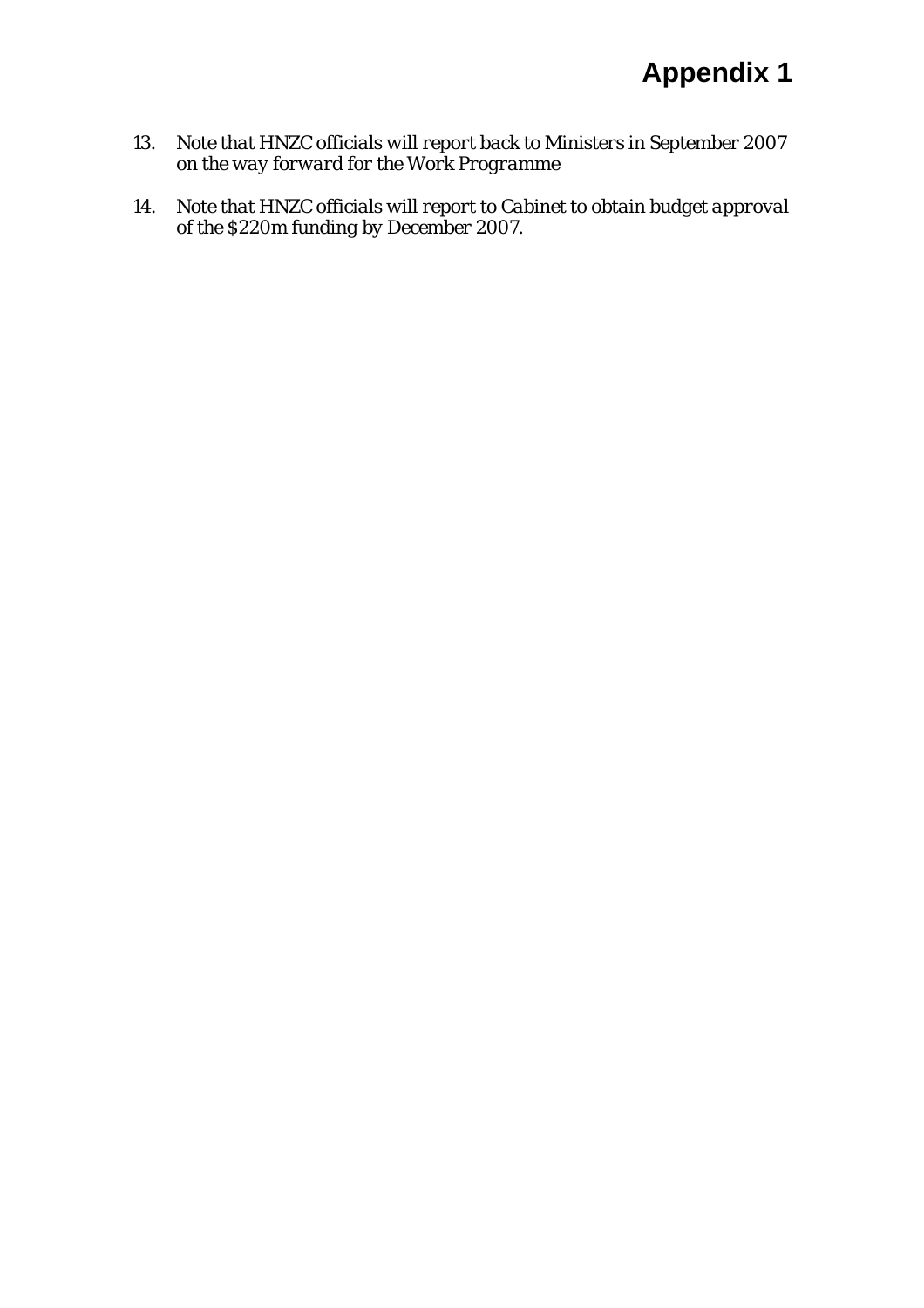# Appendix 1

13. *Note that HNZC officials will report back to Ministers in September 2007 on the way forward for the Work Programme*

14. *Note that HNZC officials will report to Cabinet to obtain budget approval of the $220m funding by December 2007.*